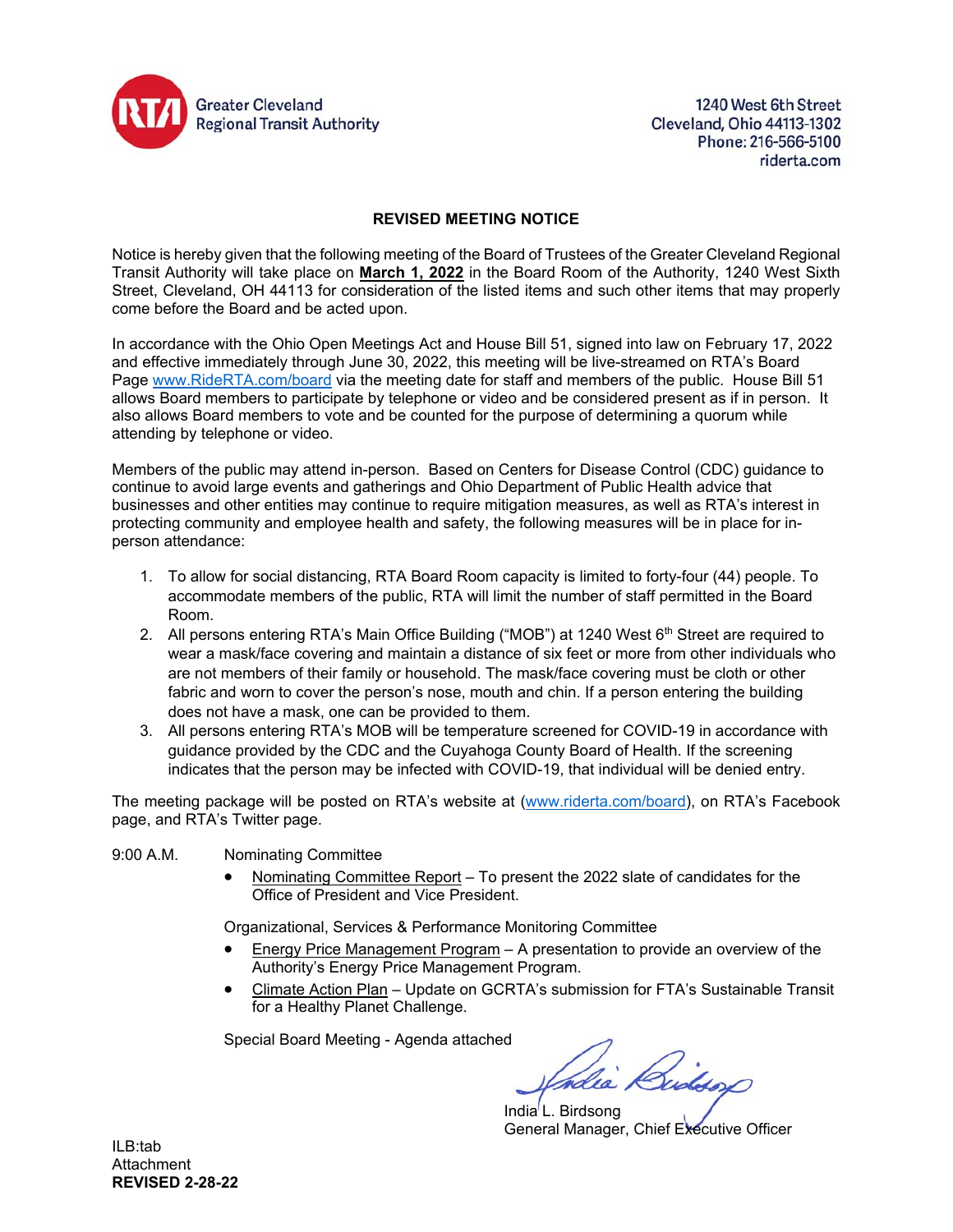Greater Cleveland Regional Transit Authority

1240 West 6th Street
Cleveland, Ohio 44113-1302
Phone: 216-566-5100
riderta.com

## REVISED MEETING NOTICE

Notice is hereby given that the following meeting of the Board of Trustees of the Greater Cleveland Regional Transit Authority will take place on **March 1, 2022** in the Board Room of the Authority, 1240 West Sixth Street, Cleveland, OH 44113 for consideration of the listed items and such other items that may properly come before the Board and be acted upon.

In accordance with the Ohio Open Meetings Act and House Bill 51, signed into law on February 17, 2022 and effective immediately through June 30, 2022, this meeting will be live-streamed on RTA's Board Page www.RideRTA.com/board via the meeting date for staff and members of the public. House Bill 51 allows Board members to participate by telephone or video and be considered present as if in person. It also allows Board members to vote and be counted for the purpose of determining a quorum while attending by telephone or video.

Members of the public may attend in-person. Based on Centers for Disease Control (CDC) guidance to continue to avoid large events and gatherings and Ohio Department of Public Health advice that businesses and other entities may continue to require mitigation measures, as well as RTA's interest in protecting community and employee health and safety, the following measures will be in place for in-person attendance:

1. To allow for social distancing, RTA Board Room capacity is limited to forty-four (44) people. To accommodate members of the public, RTA will limit the number of staff permitted in the Board Room.
2. All persons entering RTA's Main Office Building ("MOB") at 1240 West 6th Street are required to wear a mask/face covering and maintain a distance of six feet or more from other individuals who are not members of their family or household. The mask/face covering must be cloth or other fabric and worn to cover the person's nose, mouth and chin. If a person entering the building does not have a mask, one can be provided to them.
3. All persons entering RTA's MOB will be temperature screened for COVID-19 in accordance with guidance provided by the CDC and the Cuyahoga County Board of Health. If the screening indicates that the person may be infected with COVID-19, that individual will be denied entry.

The meeting package will be posted on RTA's website at (www.riderta.com/board), on RTA's Facebook page, and RTA's Twitter page.

9:00 A.M. Nominating Committee

- Nominating Committee Report – To present the 2022 slate of candidates for the Office of President and Vice President.

Organizational, Services & Performance Monitoring Committee

- Energy Price Management Program – A presentation to provide an overview of the Authority's Energy Price Management Program.
- Climate Action Plan – Update on GCRTA's submission for FTA's Sustainable Transit for a Healthy Planet Challenge.

Special Board Meeting - Agenda attached

India L. Birdsong
General Manager, Chief Executive Officer

ILB:tab
Attachment
**REVISED 2-28-22**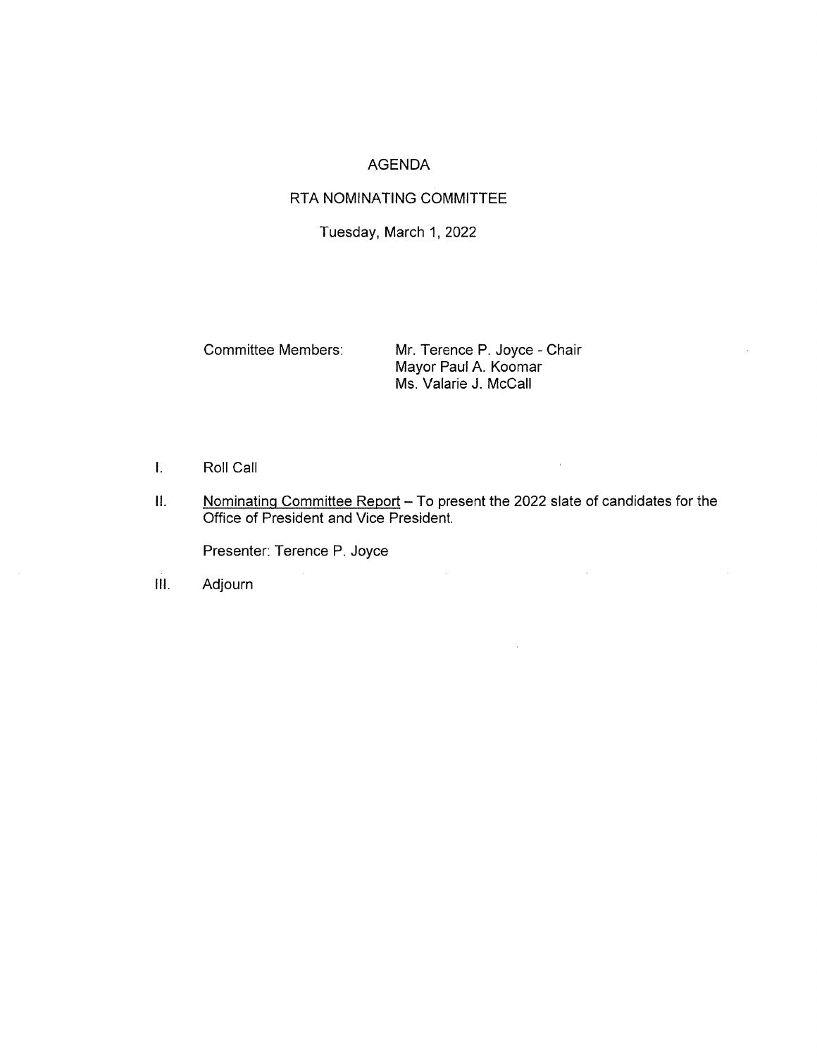# AGENDA

## RTA NOMINATING COMMITTEE

Tuesday, March 1, 2022

Committee Members:

Mr. Terence P. Joyce - Chair
Mayor Paul A. Koomar
Ms. Valarie J. McCall

I. Roll Call

II. Nominating Committee Report – To present the 2022 slate of candidates for the Office of President and Vice President.

   Presenter: Terence P. Joyce

III. Adjourn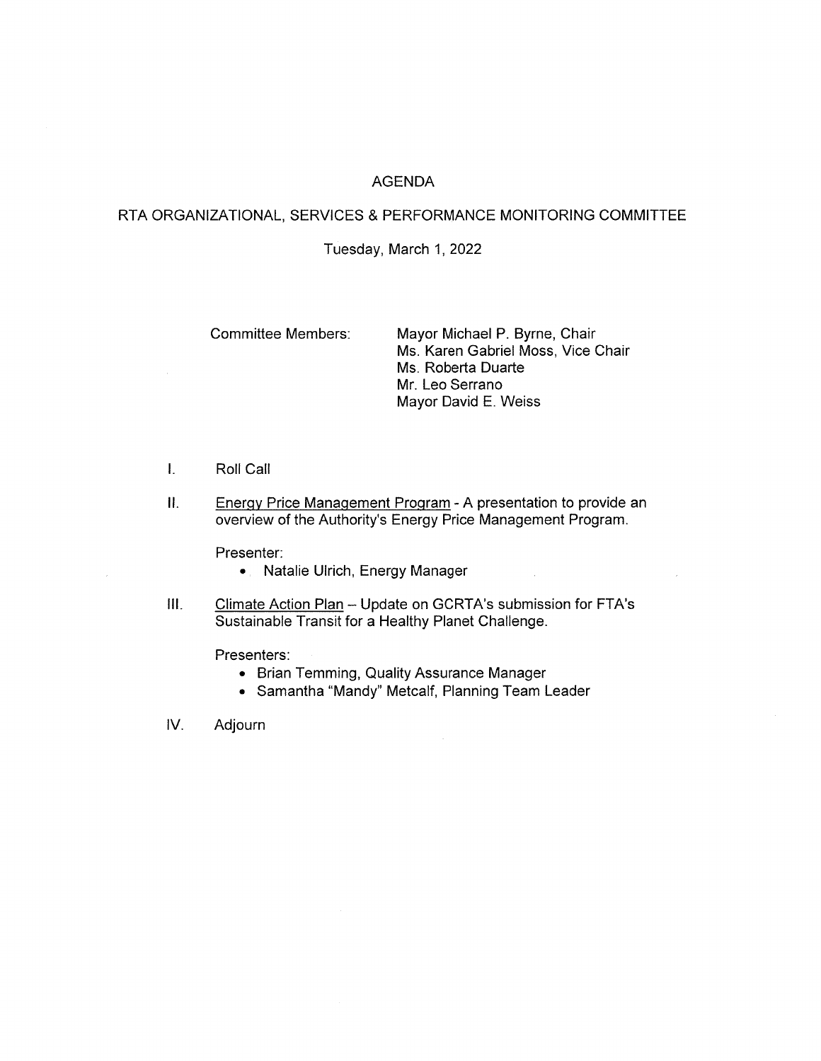# AGENDA

## RTA ORGANIZATIONAL, SERVICES & PERFORMANCE MONITORING COMMITTEE

Tuesday, March 1, 2022

Committee Members:

Mayor Michael P. Byrne, Chair
Ms. Karen Gabriel Moss, Vice Chair
Ms. Roberta Duarte
Mr. Leo Serrano
Mayor David E. Weiss

I. Roll Call

II. Energy Price Management Program - A presentation to provide an overview of the Authority's Energy Price Management Program.

Presenter:

- Natalie Ulrich, Energy Manager

III. Climate Action Plan – Update on GCRTA's submission for FTA's Sustainable Transit for a Healthy Planet Challenge.

Presenters:

- Brian Temming, Quality Assurance Manager
- Samantha "Mandy" Metcalf, Planning Team Leader

IV. Adjourn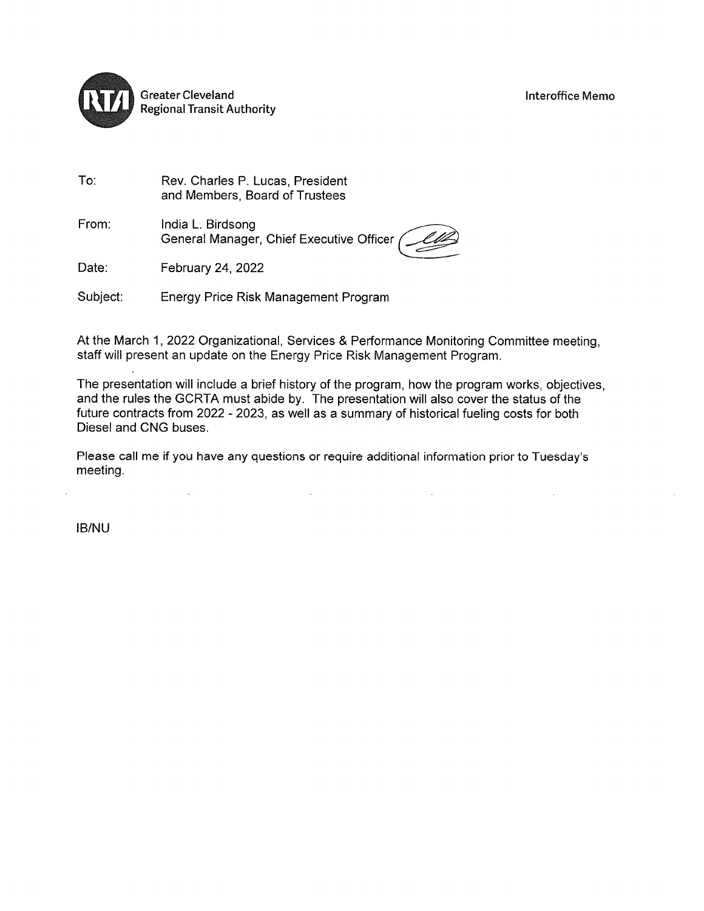Greater Cleveland
Regional Transit Authority

Interoffice Memo

To: Rev. Charles P. Lucas, President
and Members, Board of Trustees

From: India L. Birdsong
General Manager, Chief Executive Officer

Date: February 24, 2022

Subject: Energy Price Risk Management Program

At the March 1, 2022 Organizational, Services & Performance Monitoring Committee meeting, staff will present an update on the Energy Price Risk Management Program.

The presentation will include a brief history of the program, how the program works, objectives, and the rules the GCRTA must abide by. The presentation will also cover the status of the future contracts from 2022 - 2023, as well as a summary of historical fueling costs for both Diesel and CNG buses.

Please call me if you have any questions or require additional information prior to Tuesday's meeting.

IB/NU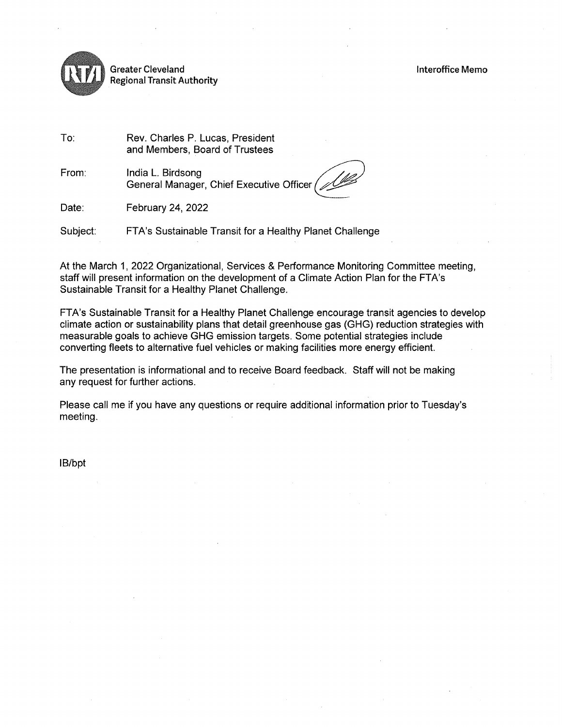Greater Cleveland
Regional Transit Authority

**Interoffice Memo**

To: Rev. Charles P. Lucas, President
and Members, Board of Trustees

From: India L. Birdsong
General Manager, Chief Executive Officer

Date: February 24, 2022

Subject: FTA's Sustainable Transit for a Healthy Planet Challenge

At the March 1, 2022 Organizational, Services & Performance Monitoring Committee meeting, staff will present information on the development of a Climate Action Plan for the FTA's Sustainable Transit for a Healthy Planet Challenge.

FTA's Sustainable Transit for a Healthy Planet Challenge encourage transit agencies to develop climate action or sustainability plans that detail greenhouse gas (GHG) reduction strategies with measurable goals to achieve GHG emission targets. Some potential strategies include converting fleets to alternative fuel vehicles or making facilities more energy efficient.

The presentation is informational and to receive Board feedback. Staff will not be making any request for further actions.

Please call me if you have any questions or require additional information prior to Tuesday's meeting.

IB/bpt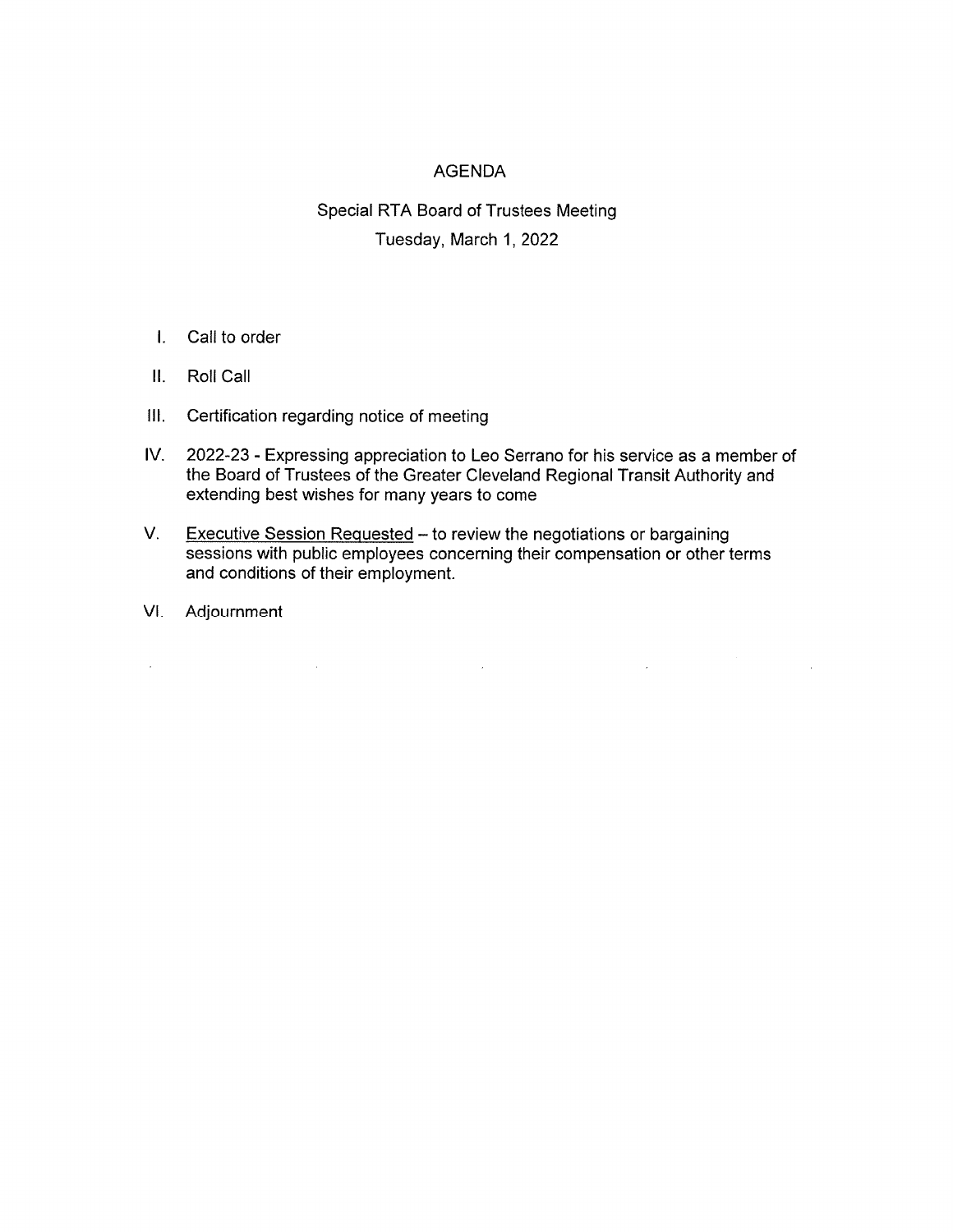# AGENDA

## Special RTA Board of Trustees Meeting

Tuesday, March 1, 2022

I. Call to order

II. Roll Call

III. Certification regarding notice of meeting

IV. 2022-23 - Expressing appreciation to Leo Serrano for his service as a member of the Board of Trustees of the Greater Cleveland Regional Transit Authority and extending best wishes for many years to come

V. Executive Session Requested – to review the negotiations or bargaining sessions with public employees concerning their compensation or other terms and conditions of their employment.

VI. Adjournment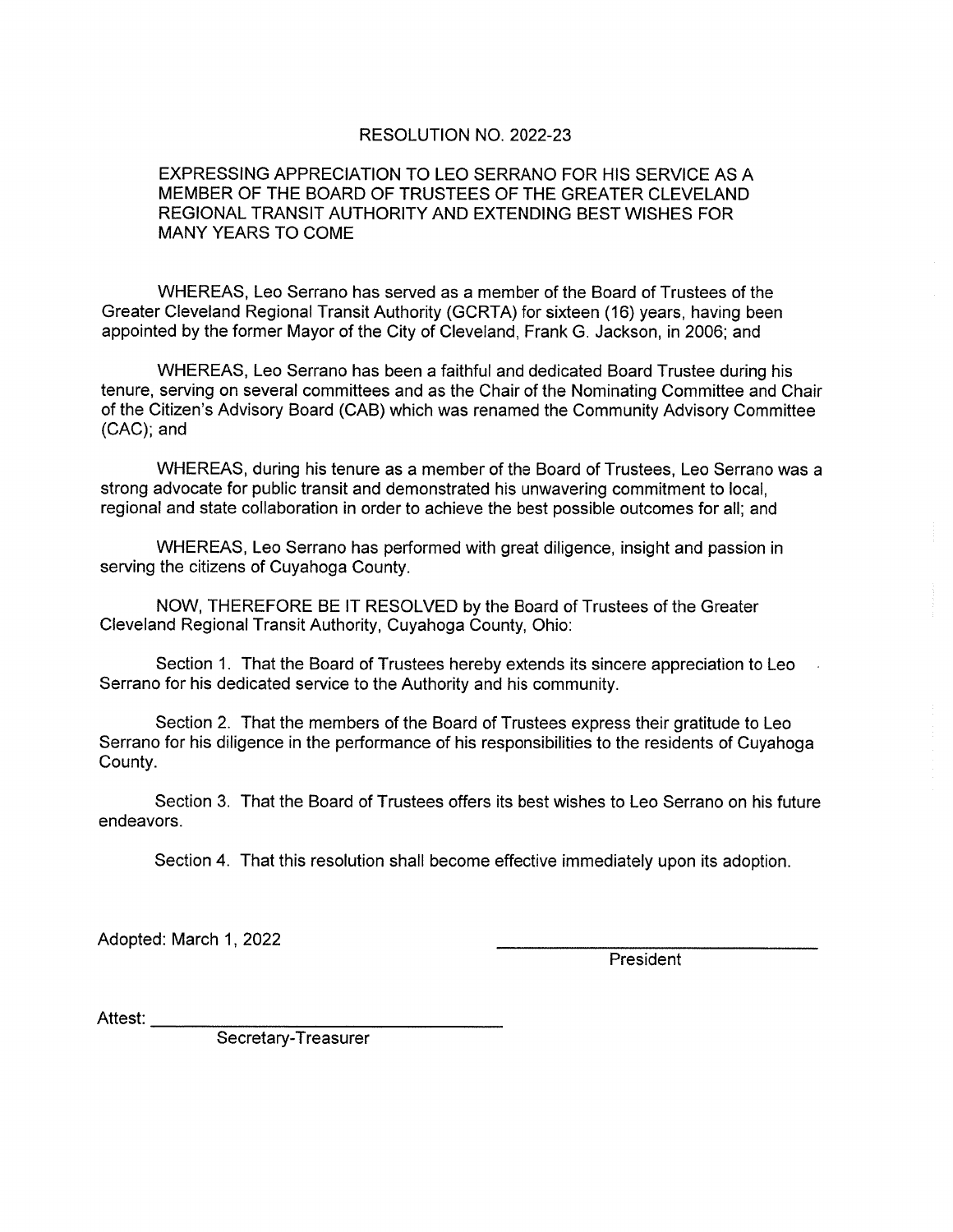# RESOLUTION NO. 2022-23

## EXPRESSING APPRECIATION TO LEO SERRANO FOR HIS SERVICE AS A MEMBER OF THE BOARD OF TRUSTEES OF THE GREATER CLEVELAND REGIONAL TRANSIT AUTHORITY AND EXTENDING BEST WISHES FOR MANY YEARS TO COME

WHEREAS, Leo Serrano has served as a member of the Board of Trustees of the Greater Cleveland Regional Transit Authority (GCRTA) for sixteen (16) years, having been appointed by the former Mayor of the City of Cleveland, Frank G. Jackson, in 2006; and

WHEREAS, Leo Serrano has been a faithful and dedicated Board Trustee during his tenure, serving on several committees and as the Chair of the Nominating Committee and Chair of the Citizen's Advisory Board (CAB) which was renamed the Community Advisory Committee (CAC); and

WHEREAS, during his tenure as a member of the Board of Trustees, Leo Serrano was a strong advocate for public transit and demonstrated his unwavering commitment to local, regional and state collaboration in order to achieve the best possible outcomes for all; and

WHEREAS, Leo Serrano has performed with great diligence, insight and passion in serving the citizens of Cuyahoga County.

NOW, THEREFORE BE IT RESOLVED by the Board of Trustees of the Greater Cleveland Regional Transit Authority, Cuyahoga County, Ohio:

Section 1. That the Board of Trustees hereby extends its sincere appreciation to Leo Serrano for his dedicated service to the Authority and his community.

Section 2. That the members of the Board of Trustees express their gratitude to Leo Serrano for his diligence in the performance of his responsibilities to the residents of Cuyahoga County.

Section 3. That the Board of Trustees offers its best wishes to Leo Serrano on his future endeavors.

Section 4. That this resolution shall become effective immediately upon its adoption.

Adopted: March 1, 2022

\_\_\_\_\_\_\_\_\_\_\_\_\_\_\_\_\_\_\_\_\_\_\_\_\_\_\_\_\_\_
President

Attest: \_\_\_\_\_\_\_\_\_\_\_\_\_\_\_\_\_\_\_\_\_\_\_\_\_\_\_\_\_\_
Secretary-Treasurer